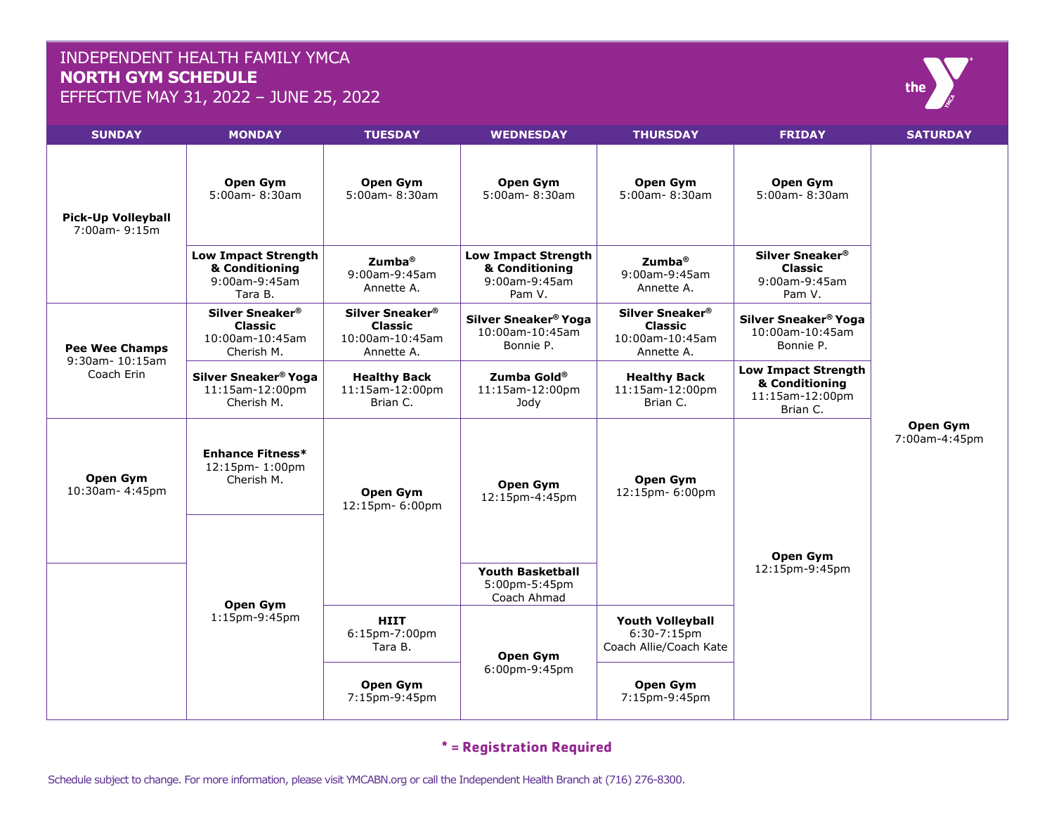# INDEPENDENT HEALTH FAMILY YMCA
## NORTH GYM SCHEDULE
EFFECTIVE MAY 31, 2022 – JUNE 25, 2022

| SUNDAY | MONDAY | TUESDAY | WEDNESDAY | THURSDAY | FRIDAY | SATURDAY |
|---|---|---|---|---|---|---|
| **Pick-Up Volleyball** 7:00am- 9:15m | **Open Gym** 5:00am- 8:30am | **Open Gym** 5:00am- 8:30am | **Open Gym** 5:00am- 8:30am | **Open Gym** 5:00am- 8:30am | **Open Gym** 5:00am- 8:30am | **Open Gym** 7:00am-4:45pm |
| | **Low Impact Strength & Conditioning** 9:00am-9:45am Tara B. | **Zumba®** 9:00am-9:45am Annette A. | **Low Impact Strength & Conditioning** 9:00am-9:45am Pam V. | **Zumba®** 9:00am-9:45am Annette A. | **Silver Sneaker® Classic** 9:00am-9:45am Pam V. | |
| **Pee Wee Champs** 9:30am- 10:15am Coach Erin | **Silver Sneaker® Classic** 10:00am-10:45am Cherish M. | **Silver Sneaker® Classic** 10:00am-10:45am Annette A. | **Silver Sneaker® Yoga** 10:00am-10:45am Bonnie P. | **Silver Sneaker® Classic** 10:00am-10:45am Annette A. | **Silver Sneaker® Yoga** 10:00am-10:45am Bonnie P. | |
| | **Silver Sneaker® Yoga** 11:15am-12:00pm Cherish M. | **Healthy Back** 11:15am-12:00pm Brian C. | **Zumba Gold®** 11:15am-12:00pm Jody | **Healthy Back** 11:15am-12:00pm Brian C. | **Low Impact Strength & Conditioning** 11:15am-12:00pm Brian C. | |
| **Open Gym** 10:30am- 4:45pm | **Enhance Fitness*** 12:15pm- 1:00pm Cherish M. | **Open Gym** 12:15pm- 6:00pm | **Open Gym** 12:15pm-4:45pm | **Open Gym** 12:15pm- 6:00pm | **Open Gym** 12:15pm-9:45pm | |
| | **Open Gym** 1:15pm-9:45pm | | **Youth Basketball** 5:00pm-5:45pm Coach Ahmad | | | |
| | | **HIIT** 6:15pm-7:00pm Tara B. | **Open Gym** 6:00pm-9:45pm | **Youth Volleyball** 6:30-7:15pm Coach Allie/Coach Kate | | |
| | | **Open Gym** 7:15pm-9:45pm | | **Open Gym** 7:15pm-9:45pm | | |

**\* = Registration Required**

Schedule subject to change. For more information, please visit YMCABN.org or call the Independent Health Branch at (716) 276-8300.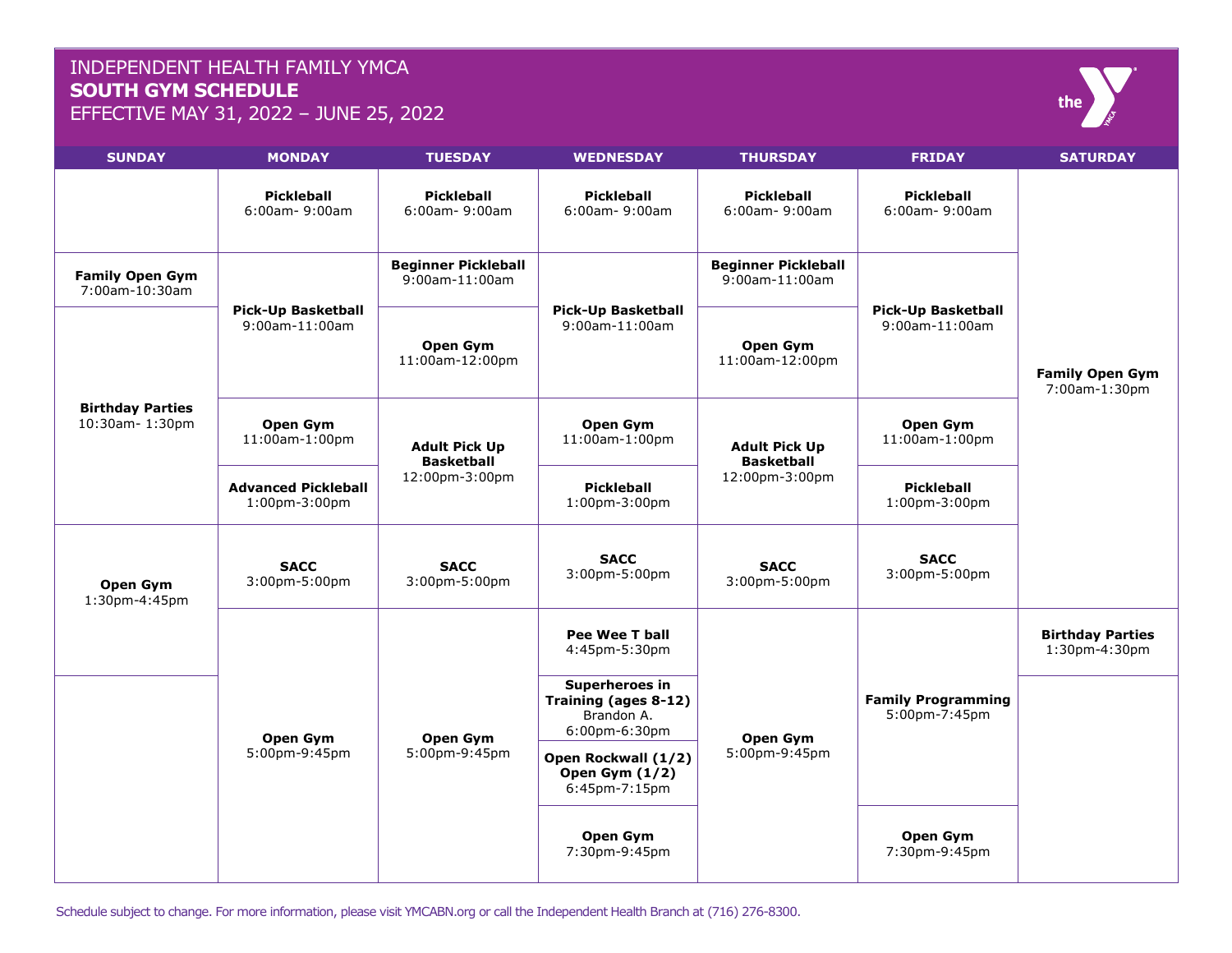# INDEPENDENT HEALTH FAMILY YMCA
## SOUTH GYM SCHEDULE
EFFECTIVE MAY 31, 2022 – JUNE 25, 2022

| SUNDAY | MONDAY | TUESDAY | WEDNESDAY | THURSDAY | FRIDAY | SATURDAY |
|---|---|---|---|---|---|---|
| | **Pickleball** 6:00am- 9:00am | **Pickleball** 6:00am- 9:00am | **Pickleball** 6:00am- 9:00am | **Pickleball** 6:00am- 9:00am | **Pickleball** 6:00am- 9:00am | **Family Open Gym** 7:00am-1:30pm |
| **Family Open Gym** 7:00am-10:30am | **Pick-Up Basketball** 9:00am-11:00am | **Beginner Pickleball** 9:00am-11:00am | **Pick-Up Basketball** 9:00am-11:00am | **Beginner Pickleball** 9:00am-11:00am | **Pick-Up Basketball** 9:00am-11:00am | |
| **Birthday Parties** 10:30am- 1:30pm | | **Open Gym** 11:00am-12:00pm | | **Open Gym** 11:00am-12:00pm | | |
| | **Open Gym** 11:00am-1:00pm | **Adult Pick Up Basketball** 12:00pm-3:00pm | **Open Gym** 11:00am-1:00pm | **Adult Pick Up Basketball** 12:00pm-3:00pm | **Open Gym** 11:00am-1:00pm | |
| | **Advanced Pickleball** 1:00pm-3:00pm | | **Pickleball** 1:00pm-3:00pm | | **Pickleball** 1:00pm-3:00pm | |
| **Open Gym** 1:30pm-4:45pm | **SACC** 3:00pm-5:00pm | **SACC** 3:00pm-5:00pm | **SACC** 3:00pm-5:00pm | **SACC** 3:00pm-5:00pm | **SACC** 3:00pm-5:00pm | |
| | **Open Gym** 5:00pm-9:45pm | **Open Gym** 5:00pm-9:45pm | **Pee Wee T ball** 4:45pm-5:30pm | **Open Gym** 5:00pm-9:45pm | **Family Programming** 5:00pm-7:45pm | **Birthday Parties** 1:30pm-4:30pm |
| | | | **Superheroes in Training (ages 8-12)** Brandon A. 6:00pm-6:30pm | | | |
| | | | **Open Rockwall (1/2) Open Gym (1/2)** 6:45pm-7:15pm | | | |
| | | | **Open Gym** 7:30pm-9:45pm | | **Open Gym** 7:30pm-9:45pm | |

Schedule subject to change. For more information, please visit YMCABN.org or call the Independent Health Branch at (716) 276-8300.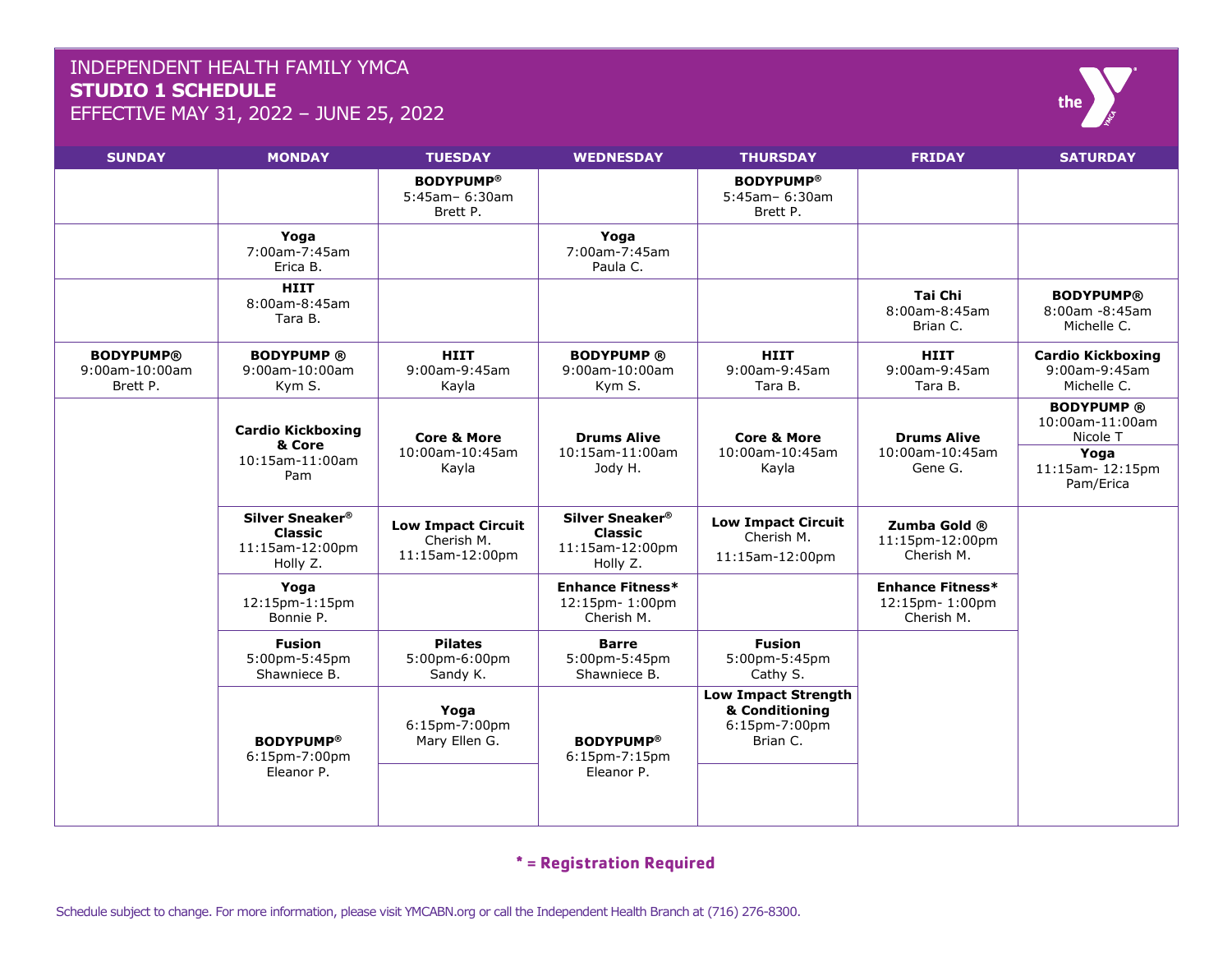# INDEPENDENT HEALTH FAMILY YMCA
## STUDIO 1 SCHEDULE
EFFECTIVE MAY 31, 2022 – JUNE 25, 2022

| SUNDAY | MONDAY | TUESDAY | WEDNESDAY | THURSDAY | FRIDAY | SATURDAY |
|---|---|---|---|---|---|---|
| | | **BODYPUMP®** 5:45am– 6:30am Brett P. | | **BODYPUMP®** 5:45am– 6:30am Brett P. | | |
| | **Yoga** 7:00am-7:45am Erica B. | | **Yoga** 7:00am-7:45am Paula C. | | | |
| | **HIIT** 8:00am-8:45am Tara B. | | | | **Tai Chi** 8:00am-8:45am Brian C. | **BODYPUMP®** 8:00am -8:45am Michelle C. |
| **BODYPUMP®** 9:00am-10:00am Brett P. | **BODYPUMP ®** 9:00am-10:00am Kym S. | **HIIT** 9:00am-9:45am Kayla | **BODYPUMP ®** 9:00am-10:00am Kym S. | **HIIT** 9:00am-9:45am Tara B. | **HIIT** 9:00am-9:45am Tara B. | **Cardio Kickboxing** 9:00am-9:45am Michelle C. |
| | **Cardio Kickboxing & Core** 10:15am-11:00am Pam | **Core & More** 10:00am-10:45am Kayla | **Drums Alive** 10:15am-11:00am Jody H. | **Core & More** 10:00am-10:45am Kayla | **Drums Alive** 10:00am-10:45am Gene G. | **BODYPUMP ®** 10:00am-11:00am Nicole T; **Yoga** 11:15am- 12:15pm Pam/Erica |
| | **Silver Sneaker® Classic** 11:15am-12:00pm Holly Z. | **Low Impact Circuit** Cherish M. 11:15am-12:00pm | **Silver Sneaker® Classic** 11:15am-12:00pm Holly Z. | **Low Impact Circuit** Cherish M. 11:15am-12:00pm | **Zumba Gold ®** 11:15pm-12:00pm Cherish M. | |
| | **Yoga** 12:15pm-1:15pm Bonnie P. | | **Enhance Fitness*** 12:15pm- 1:00pm Cherish M. | | **Enhance Fitness*** 12:15pm- 1:00pm Cherish M. | |
| | **Fusion** 5:00pm-5:45pm Shawniece B. | **Pilates** 5:00pm-6:00pm Sandy K. | **Barre** 5:00pm-5:45pm Shawniece B. | **Fusion** 5:00pm-5:45pm Cathy S. | | |
| | **BODYPUMP®** 6:15pm-7:00pm Eleanor P. | **Yoga** 6:15pm-7:00pm Mary Ellen G. | **BODYPUMP®** 6:15pm-7:15pm Eleanor P. | **Low Impact Strength & Conditioning** 6:15pm-7:00pm Brian C. | | |

**\* = Registration Required**

Schedule subject to change. For more information, please visit YMCABN.org or call the Independent Health Branch at (716) 276-8300.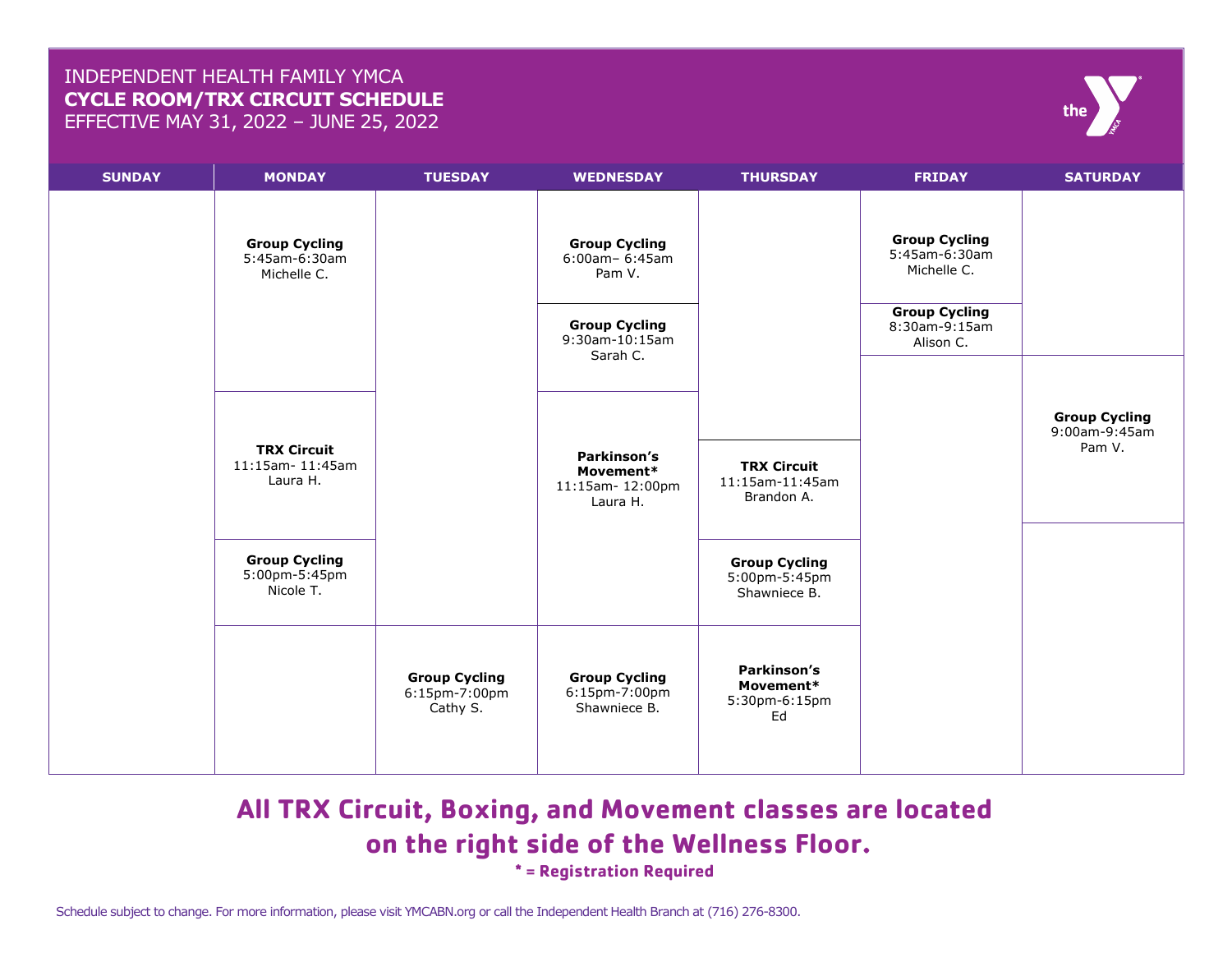# INDEPENDENT HEALTH FAMILY YMCA
## CYCLE ROOM/TRX CIRCUIT SCHEDULE
EFFECTIVE MAY 31, 2022 – JUNE 25, 2022

| SUNDAY | MONDAY | TUESDAY | WEDNESDAY | THURSDAY | FRIDAY | SATURDAY |
|---|---|---|---|---|---|---|
| | **Group Cycling** 5:45am-6:30am Michelle C. | | **Group Cycling** 6:00am– 6:45am Pam V. | | **Group Cycling** 5:45am-6:30am Michelle C. | |
| | | | **Group Cycling** 9:30am-10:15am Sarah C. | | **Group Cycling** 8:30am-9:15am Alison C. | **Group Cycling** 9:00am-9:45am Pam V. |
| | **TRX Circuit** 11:15am- 11:45am Laura H. | | **Parkinson's Movement*** 11:15am- 12:00pm Laura H. | **TRX Circuit** 11:15am-11:45am Brandon A. | | |
| | **Group Cycling** 5:00pm-5:45pm Nicole T. | | | **Group Cycling** 5:00pm-5:45pm Shawniece B. | | |
| | | **Group Cycling** 6:15pm-7:00pm Cathy S. | **Group Cycling** 6:15pm-7:00pm Shawniece B. | **Parkinson's Movement*** 5:30pm-6:15pm Ed | | |

**All TRX Circuit, Boxing, and Movement classes are located on the right side of the Wellness Floor.**

**\* = Registration Required**

Schedule subject to change. For more information, please visit YMCABN.org or call the Independent Health Branch at (716) 276-8300.